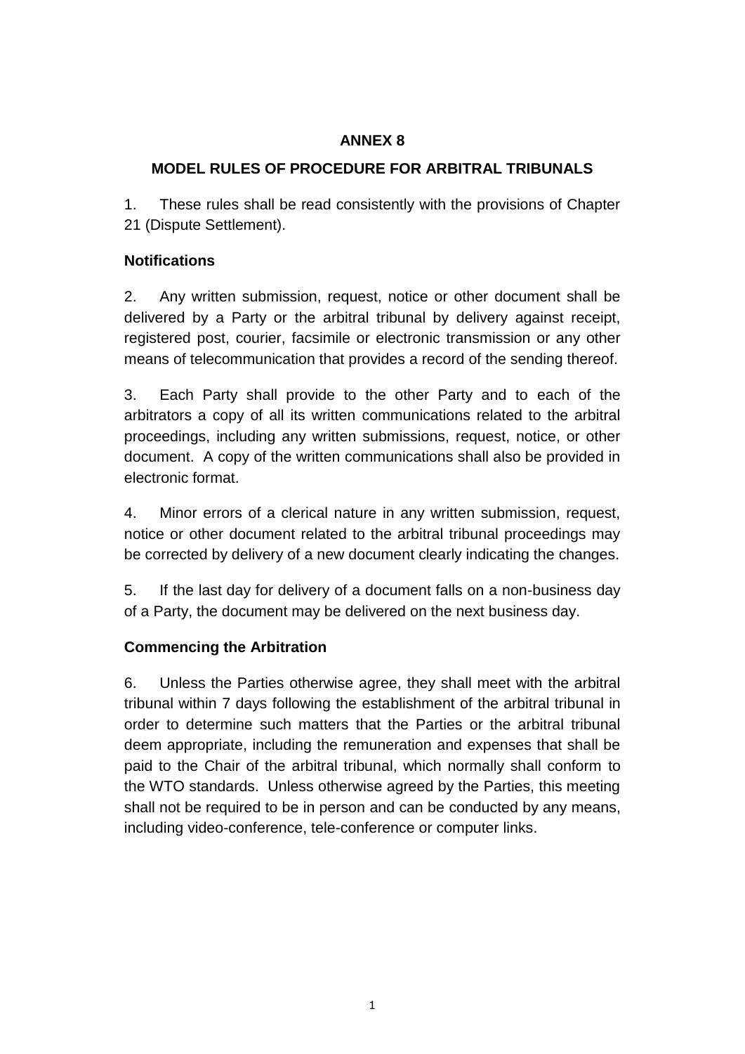# ANNEX 8

## MODEL RULES OF PROCEDURE FOR ARBITRAL TRIBUNALS

1. These rules shall be read consistently with the provisions of Chapter 21 (Dispute Settlement).

### Notifications

2. Any written submission, request, notice or other document shall be delivered by a Party or the arbitral tribunal by delivery against receipt, registered post, courier, facsimile or electronic transmission or any other means of telecommunication that provides a record of the sending thereof.

3. Each Party shall provide to the other Party and to each of the arbitrators a copy of all its written communications related to the arbitral proceedings, including any written submissions, request, notice, or other document. A copy of the written communications shall also be provided in electronic format.

4. Minor errors of a clerical nature in any written submission, request, notice or other document related to the arbitral tribunal proceedings may be corrected by delivery of a new document clearly indicating the changes.

5. If the last day for delivery of a document falls on a non-business day of a Party, the document may be delivered on the next business day.

### Commencing the Arbitration

6. Unless the Parties otherwise agree, they shall meet with the arbitral tribunal within 7 days following the establishment of the arbitral tribunal in order to determine such matters that the Parties or the arbitral tribunal deem appropriate, including the remuneration and expenses that shall be paid to the Chair of the arbitral tribunal, which normally shall conform to the WTO standards. Unless otherwise agreed by the Parties, this meeting shall not be required to be in person and can be conducted by any means, including video-conference, tele-conference or computer links.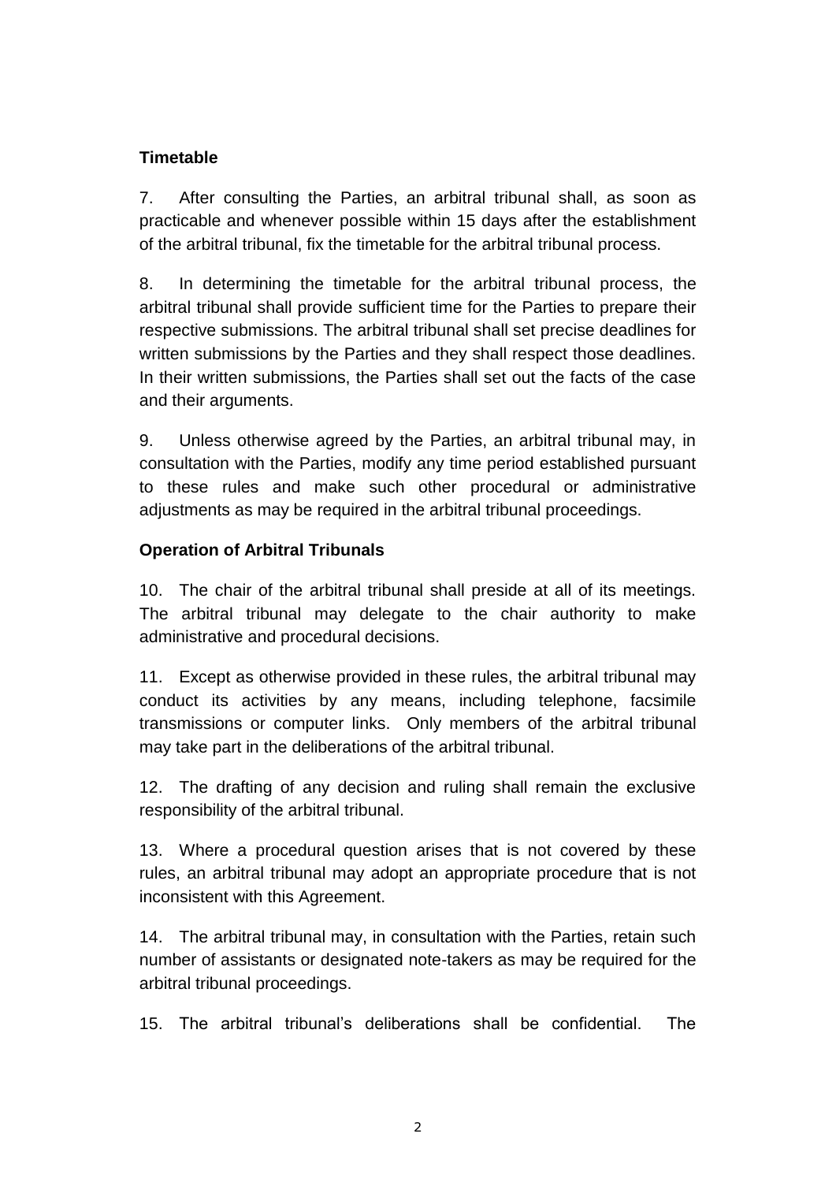**Timetable**

7. After consulting the Parties, an arbitral tribunal shall, as soon as practicable and whenever possible within 15 days after the establishment of the arbitral tribunal, fix the timetable for the arbitral tribunal process.

8. In determining the timetable for the arbitral tribunal process, the arbitral tribunal shall provide sufficient time for the Parties to prepare their respective submissions. The arbitral tribunal shall set precise deadlines for written submissions by the Parties and they shall respect those deadlines. In their written submissions, the Parties shall set out the facts of the case and their arguments.

9. Unless otherwise agreed by the Parties, an arbitral tribunal may, in consultation with the Parties, modify any time period established pursuant to these rules and make such other procedural or administrative adjustments as may be required in the arbitral tribunal proceedings.

**Operation of Arbitral Tribunals**

10. The chair of the arbitral tribunal shall preside at all of its meetings. The arbitral tribunal may delegate to the chair authority to make administrative and procedural decisions.

11. Except as otherwise provided in these rules, the arbitral tribunal may conduct its activities by any means, including telephone, facsimile transmissions or computer links. Only members of the arbitral tribunal may take part in the deliberations of the arbitral tribunal.

12. The drafting of any decision and ruling shall remain the exclusive responsibility of the arbitral tribunal.

13. Where a procedural question arises that is not covered by these rules, an arbitral tribunal may adopt an appropriate procedure that is not inconsistent with this Agreement.

14. The arbitral tribunal may, in consultation with the Parties, retain such number of assistants or designated note-takers as may be required for the arbitral tribunal proceedings.

15. The arbitral tribunal's deliberations shall be confidential. The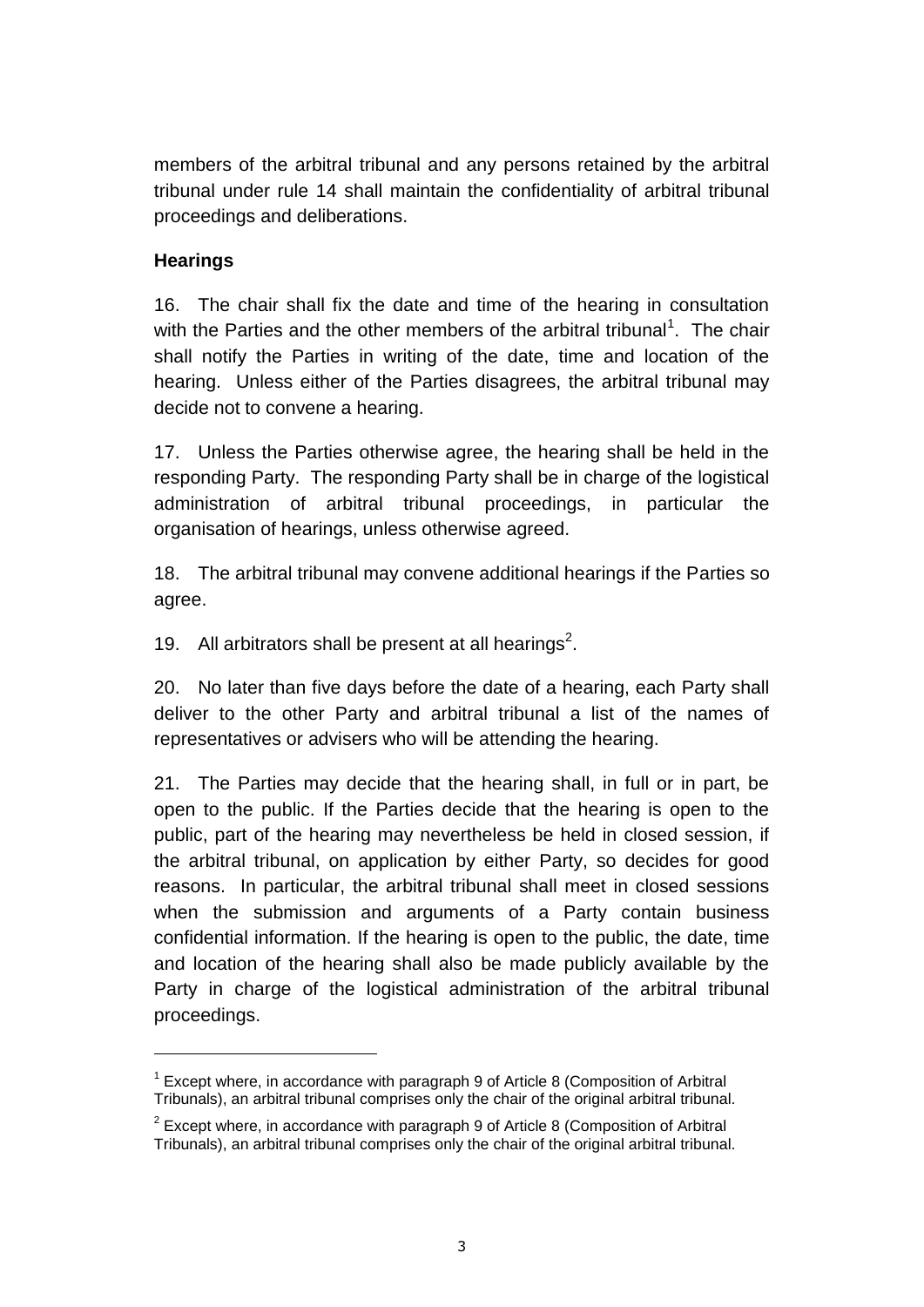members of the arbitral tribunal and any persons retained by the arbitral tribunal under rule 14 shall maintain the confidentiality of arbitral tribunal proceedings and deliberations.

**Hearings**

16. The chair shall fix the date and time of the hearing in consultation with the Parties and the other members of the arbitral tribunal[1]. The chair shall notify the Parties in writing of the date, time and location of the hearing. Unless either of the Parties disagrees, the arbitral tribunal may decide not to convene a hearing.

17. Unless the Parties otherwise agree, the hearing shall be held in the responding Party. The responding Party shall be in charge of the logistical administration of arbitral tribunal proceedings, in particular the organisation of hearings, unless otherwise agreed.

18. The arbitral tribunal may convene additional hearings if the Parties so agree.

19. All arbitrators shall be present at all hearings[2].

20. No later than five days before the date of a hearing, each Party shall deliver to the other Party and arbitral tribunal a list of the names of representatives or advisers who will be attending the hearing.

21. The Parties may decide that the hearing shall, in full or in part, be open to the public. If the Parties decide that the hearing is open to the public, part of the hearing may nevertheless be held in closed session, if the arbitral tribunal, on application by either Party, so decides for good reasons. In particular, the arbitral tribunal shall meet in closed sessions when the submission and arguments of a Party contain business confidential information. If the hearing is open to the public, the date, time and location of the hearing shall also be made publicly available by the Party in charge of the logistical administration of the arbitral tribunal proceedings.

---

[1] Except where, in accordance with paragraph 9 of Article 8 (Composition of Arbitral Tribunals), an arbitral tribunal comprises only the chair of the original arbitral tribunal.

[2] Except where, in accordance with paragraph 9 of Article 8 (Composition of Arbitral Tribunals), an arbitral tribunal comprises only the chair of the original arbitral tribunal.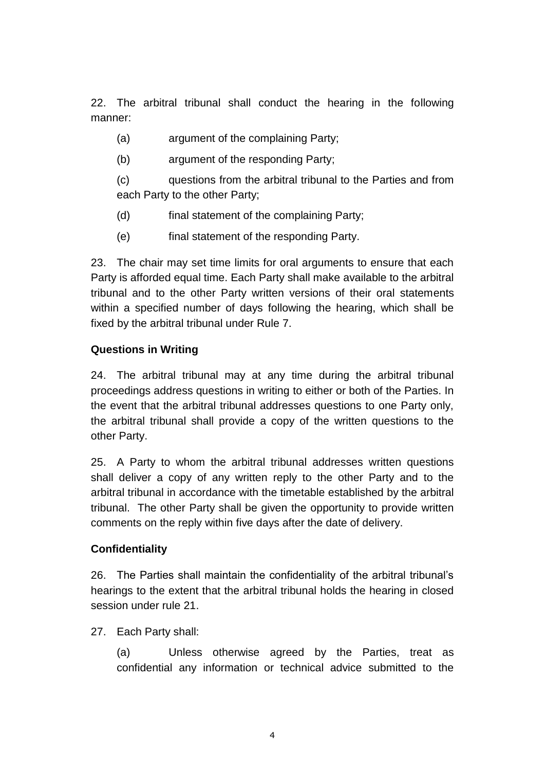22. The arbitral tribunal shall conduct the hearing in the following manner:

(a) argument of the complaining Party;

(b) argument of the responding Party;

(c) questions from the arbitral tribunal to the Parties and from each Party to the other Party;

(d) final statement of the complaining Party;

(e) final statement of the responding Party.

23. The chair may set time limits for oral arguments to ensure that each Party is afforded equal time. Each Party shall make available to the arbitral tribunal and to the other Party written versions of their oral statements within a specified number of days following the hearing, which shall be fixed by the arbitral tribunal under Rule 7.

**Questions in Writing**

24. The arbitral tribunal may at any time during the arbitral tribunal proceedings address questions in writing to either or both of the Parties. In the event that the arbitral tribunal addresses questions to one Party only, the arbitral tribunal shall provide a copy of the written questions to the other Party.

25. A Party to whom the arbitral tribunal addresses written questions shall deliver a copy of any written reply to the other Party and to the arbitral tribunal in accordance with the timetable established by the arbitral tribunal. The other Party shall be given the opportunity to provide written comments on the reply within five days after the date of delivery.

**Confidentiality**

26. The Parties shall maintain the confidentiality of the arbitral tribunal's hearings to the extent that the arbitral tribunal holds the hearing in closed session under rule 21.

27. Each Party shall:

(a) Unless otherwise agreed by the Parties, treat as confidential any information or technical advice submitted to the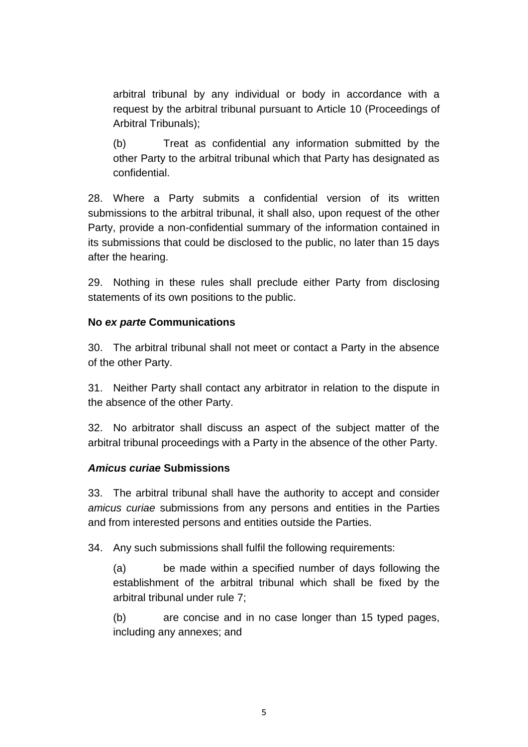arbitral tribunal by any individual or body in accordance with a request by the arbitral tribunal pursuant to Article 10 (Proceedings of Arbitral Tribunals);

(b) Treat as confidential any information submitted by the other Party to the arbitral tribunal which that Party has designated as confidential.

28. Where a Party submits a confidential version of its written submissions to the arbitral tribunal, it shall also, upon request of the other Party, provide a non-confidential summary of the information contained in its submissions that could be disclosed to the public, no later than 15 days after the hearing.

29. Nothing in these rules shall preclude either Party from disclosing statements of its own positions to the public.

**No *ex parte* Communications**

30. The arbitral tribunal shall not meet or contact a Party in the absence of the other Party.

31. Neither Party shall contact any arbitrator in relation to the dispute in the absence of the other Party.

32. No arbitrator shall discuss an aspect of the subject matter of the arbitral tribunal proceedings with a Party in the absence of the other Party.

***Amicus curiae* Submissions**

33. The arbitral tribunal shall have the authority to accept and consider *amicus curiae* submissions from any persons and entities in the Parties and from interested persons and entities outside the Parties.

34. Any such submissions shall fulfil the following requirements:

(a) be made within a specified number of days following the establishment of the arbitral tribunal which shall be fixed by the arbitral tribunal under rule 7;

(b) are concise and in no case longer than 15 typed pages, including any annexes; and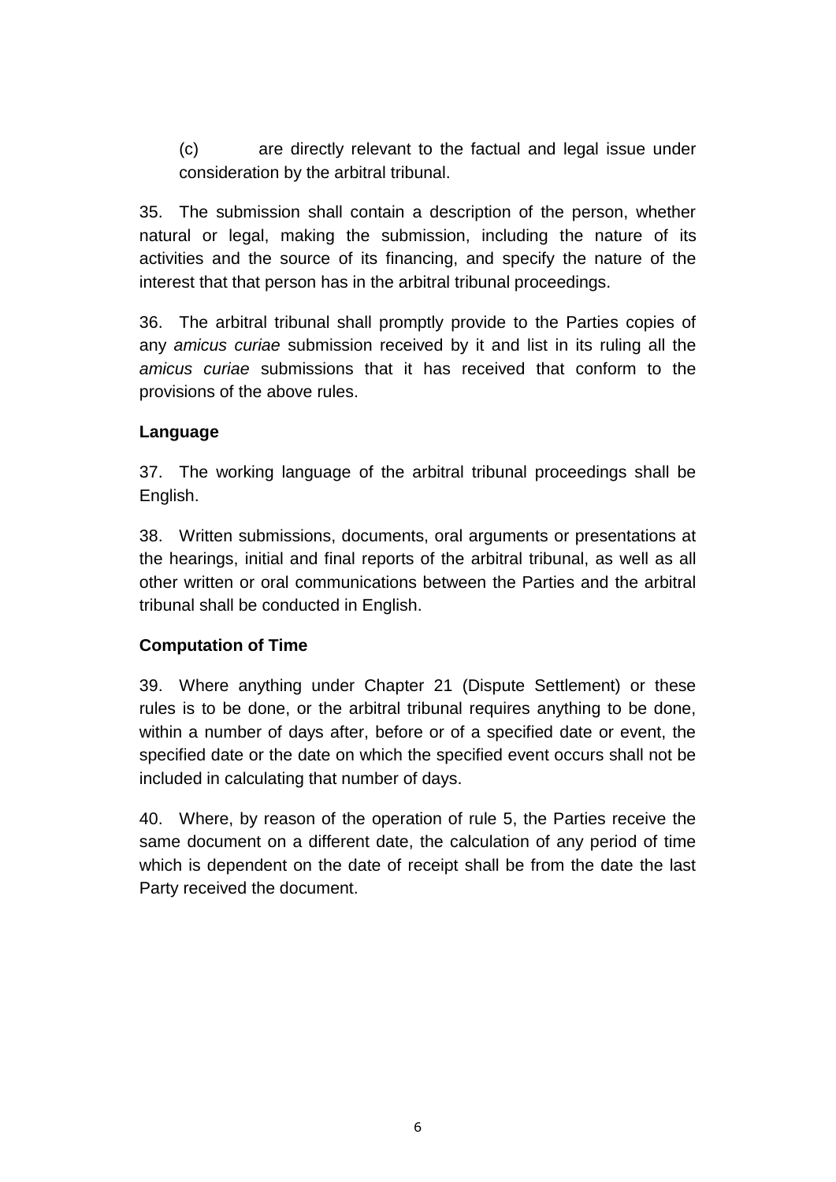(c) are directly relevant to the factual and legal issue under consideration by the arbitral tribunal.

35. The submission shall contain a description of the person, whether natural or legal, making the submission, including the nature of its activities and the source of its financing, and specify the nature of the interest that that person has in the arbitral tribunal proceedings.

36. The arbitral tribunal shall promptly provide to the Parties copies of any *amicus curiae* submission received by it and list in its ruling all the *amicus curiae* submissions that it has received that conform to the provisions of the above rules.

**Language**

37. The working language of the arbitral tribunal proceedings shall be English.

38. Written submissions, documents, oral arguments or presentations at the hearings, initial and final reports of the arbitral tribunal, as well as all other written or oral communications between the Parties and the arbitral tribunal shall be conducted in English.

**Computation of Time**

39. Where anything under Chapter 21 (Dispute Settlement) or these rules is to be done, or the arbitral tribunal requires anything to be done, within a number of days after, before or of a specified date or event, the specified date or the date on which the specified event occurs shall not be included in calculating that number of days.

40. Where, by reason of the operation of rule 5, the Parties receive the same document on a different date, the calculation of any period of time which is dependent on the date of receipt shall be from the date the last Party received the document.